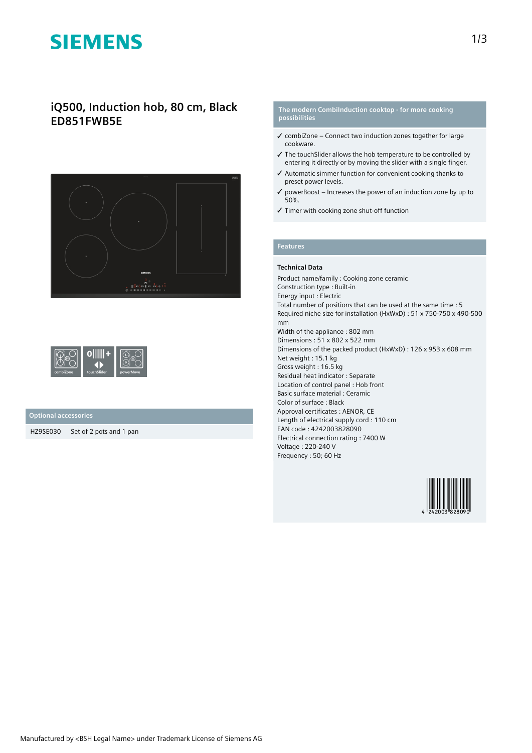SIEMENS

# iQ500, Induction hob, 80 cm, Black ED851FWB5E

combiZone touchSlider powerMove

## Optional accessories

| HZ9SE030 | Set of 2 pots and 1 pan |
|---|---|

## The modern CombiInduction cooktop - for more cooking possibilities

- ✓ combiZone – Connect two induction zones together for large cookware.
- ✓ The touchSlider allows the hob temperature to be controlled by entering it directly or by moving the slider with a single finger.
- ✓ Automatic simmer function for convenient cooking thanks to preset power levels.
- ✓ powerBoost – Increases the power of an induction zone by up to 50%.
- ✓ Timer with cooking zone shut-off function

## Features

### Technical Data

Product name/family : Cooking zone ceramic
Construction type : Built-in
Energy input : Electric
Total number of positions that can be used at the same time : 5
Required niche size for installation (HxWxD) : 51 x 750-750 x 490-500 mm
Width of the appliance : 802 mm
Dimensions : 51 x 802 x 522 mm
Dimensions of the packed product (HxWxD) : 126 x 953 x 608 mm
Net weight : 15.1 kg
Gross weight : 16.5 kg
Residual heat indicator : Separate
Location of control panel : Hob front
Basic surface material : Ceramic
Color of surface : Black
Approval certificates : AENOR, CE
Length of electrical supply cord : 110 cm
EAN code : 4242003828090
Electrical connection rating : 7400 W
Voltage : 220-240 V
Frequency : 50; 60 Hz

4 242003 828090

Manufactured by <BSH Legal Name> under Trademark License of Siemens AG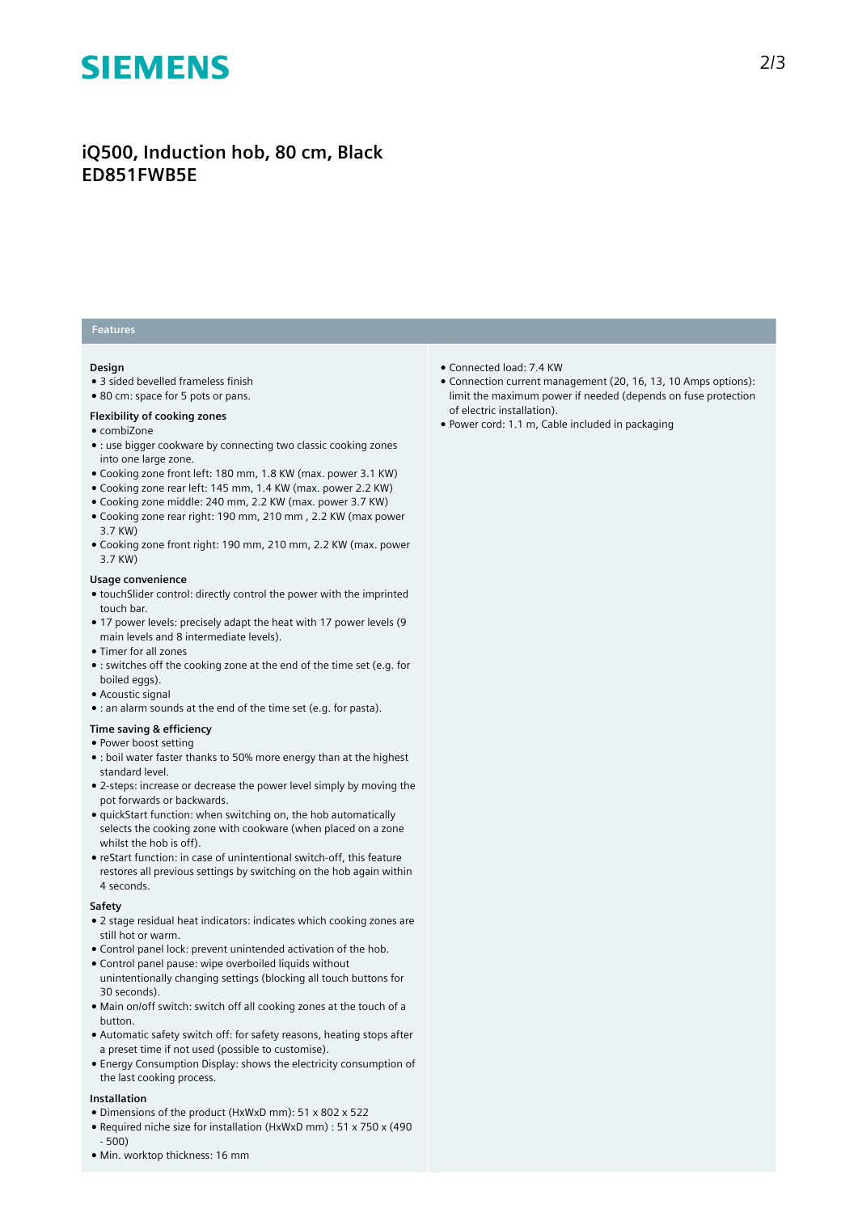# iQ500, Induction hob, 80 cm, Black
# ED851FWB5E

## Features

### Design

- 3 sided bevelled frameless finish
- 80 cm: space for 5 pots or pans.

### Flexibility of cooking zones

- combiZone
- : use bigger cookware by connecting two classic cooking zones into one large zone.
- Cooking zone front left: 180 mm, 1.8 KW (max. power 3.1 KW)
- Cooking zone rear left: 145 mm, 1.4 KW (max. power 2.2 KW)
- Cooking zone middle: 240 mm, 2.2 KW (max. power 3.7 KW)
- Cooking zone rear right: 190 mm, 210 mm , 2.2 KW (max power 3.7 KW)
- Cooking zone front right: 190 mm, 210 mm, 2.2 KW (max. power 3.7 KW)

### Usage convenience

- touchSlider control: directly control the power with the imprinted touch bar.
- 17 power levels: precisely adapt the heat with 17 power levels (9 main levels and 8 intermediate levels).
- Timer for all zones
- : switches off the cooking zone at the end of the time set (e.g. for boiled eggs).
- Acoustic signal
- : an alarm sounds at the end of the time set (e.g. for pasta).

### Time saving & efficiency

- Power boost setting
- : boil water faster thanks to 50% more energy than at the highest standard level.
- 2-steps: increase or decrease the power level simply by moving the pot forwards or backwards.
- quickStart function: when switching on, the hob automatically selects the cooking zone with cookware (when placed on a zone whilst the hob is off).
- reStart function: in case of unintentional switch-off, this feature restores all previous settings by switching on the hob again within 4 seconds.

### Safety

- 2 stage residual heat indicators: indicates which cooking zones are still hot or warm.
- Control panel lock: prevent unintended activation of the hob.
- Control panel pause: wipe overboiled liquids without unintentionally changing settings (blocking all touch buttons for 30 seconds).
- Main on/off switch: switch off all cooking zones at the touch of a button.
- Automatic safety switch off: for safety reasons, heating stops after a preset time if not used (possible to customise).
- Energy Consumption Display: shows the electricity consumption of the last cooking process.

### Installation

- Dimensions of the product (HxWxD mm): 51 x 802 x 522
- Required niche size for installation (HxWxD mm) : 51 x 750 x (490 - 500)
- Min. worktop thickness: 16 mm
- Connected load: 7.4 KW
- Connection current management (20, 16, 13, 10 Amps options): limit the maximum power if needed (depends on fuse protection of electric installation).
- Power cord: 1.1 m, Cable included in packaging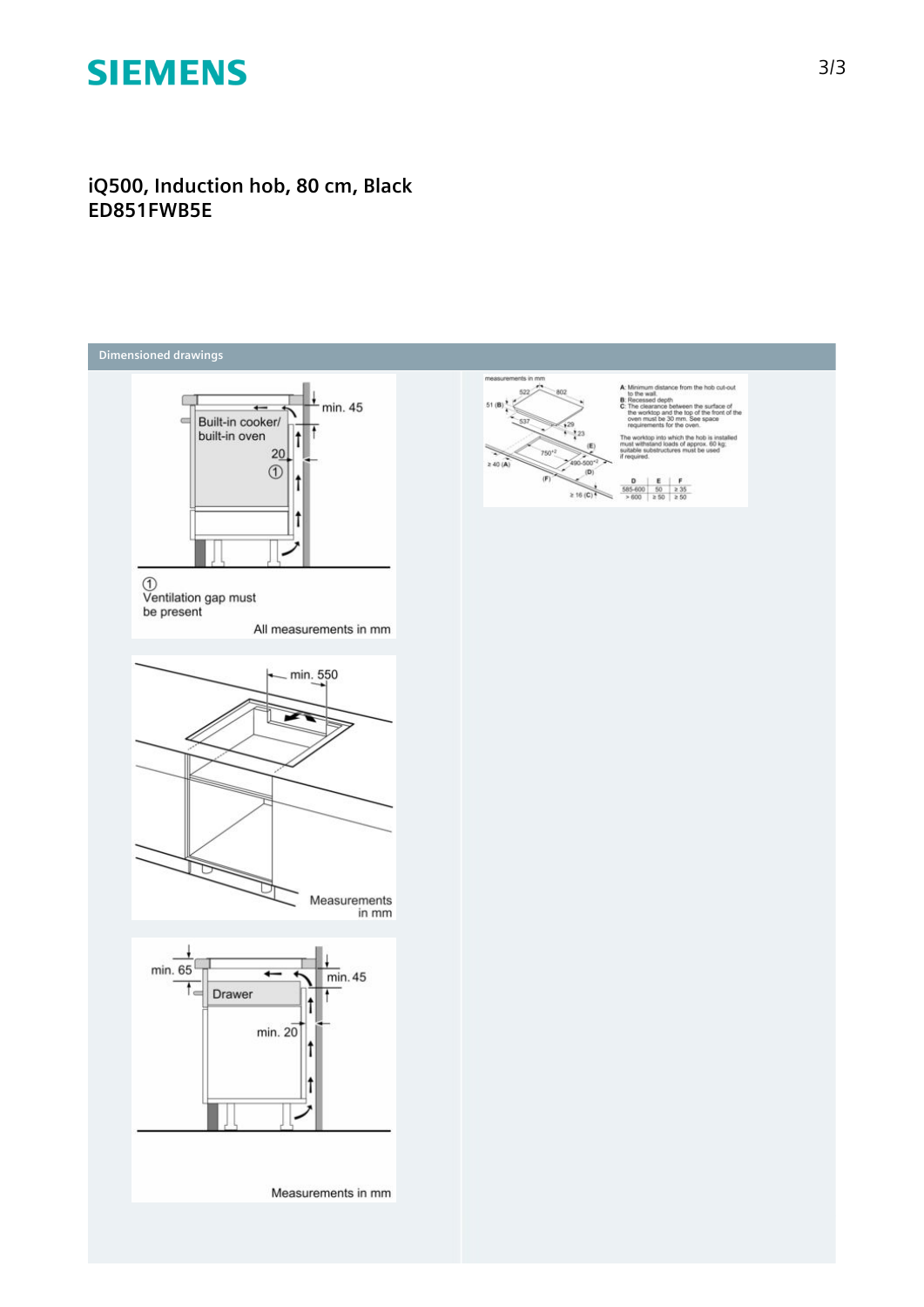# iQ500, Induction hob, 80 cm, Black
# ED851FWB5E

## Dimensioned drawings

min. 45
Built-in cooker/ built-in oven
20
①

① Ventilation gap must be present

All measurements in mm

min. 550

Measurements in mm

min. 65
Drawer
min. 45
min. 20

Measurements in mm

measurements in mm

522
802
51 (B)
537
29
23
(E)
750+2
490-500+2
(D)
≥ 40 (A)
(F)
≥ 16 (C)

A: Minimum distance from the hob cut-out to the wall.
B: Recessed depth
C: The clearance between the surface of the worktop and the top of the front of the oven must be 30 mm. See space requirements for the oven.

The worktop into which the hob is installed must withstand loads of approx. 60 kg; suitable substructures must be used if required.

| D | E | F |
|---|---|---|
| 585-600 | 50 | ≥ 35 |
| > 600 | ≥ 50 | ≥ 50 |